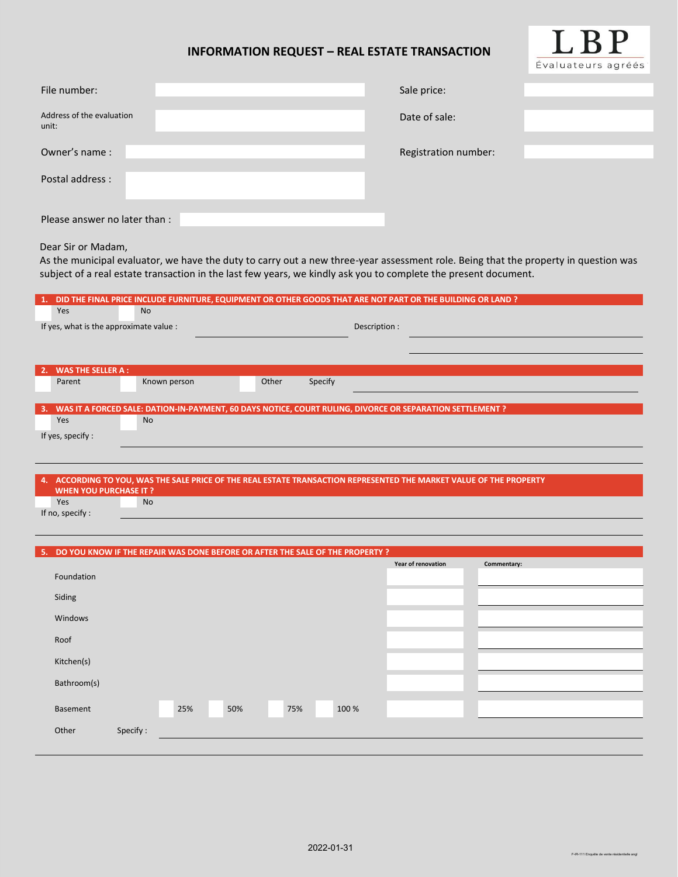# INFORMATION REQUEST – REAL ESTATE TRANSACTION

LBP
Évaluateurs agréés

| | | | |
|---|---|---|---|
| File number: | | Sale price: | |
| Address of the evaluation unit: | | Date of sale: | |
| Owner's name : | | Registration number: | |
| Postal address : | | | |

Please answer no later than :

Dear Sir or Madam,
As the municipal evaluator, we have the duty to carry out a new three-year assessment role. Being that the property in question was subject of a real estate transaction in the last few years, we kindly ask you to complete the present document.

## 1. DID THE FINAL PRICE INCLUDE FURNITURE, EQUIPMENT OR OTHER GOODS THAT ARE NOT PART OR THE BUILDING OR LAND ?

☐ Yes ☐ No

If yes, what is the approximate value : ______________ Description : ______________

## 2. WAS THE SELLER A :

☐ Parent ☐ Known person ☐ Other Specify ______________

## 3. WAS IT A FORCED SALE: DATION-IN-PAYMENT, 60 DAYS NOTICE, COURT RULING, DIVORCE OR SEPARATION SETTLEMENT ?

☐ Yes ☐ No

If yes, specify : ______________

## 4. ACCORDING TO YOU, WAS THE SALE PRICE OF THE REAL ESTATE TRANSACTION REPRESENTED THE MARKET VALUE OF THE PROPERTY WHEN YOU PURCHASE IT ?

☐ Yes ☐ No

If no, specify : ______________

## 5. DO YOU KNOW IF THE REPAIR WAS DONE BEFORE OR AFTER THE SALE OF THE PROPERTY ?

| | | Year of renovation | Commentary: |
|---|---|---|---|
| Foundation | | | |
| Siding | | | |
| Windows | | | |
| Roof | | | |
| Kitchen(s) | | | |
| Bathroom(s) | | | |
| Basement | ☐ 25% ☐ 50% ☐ 75% ☐ 100 % | | |
| Other | Specify : | | |

2022-01-31

F-IR-111 Enquête de vente résidentielle angl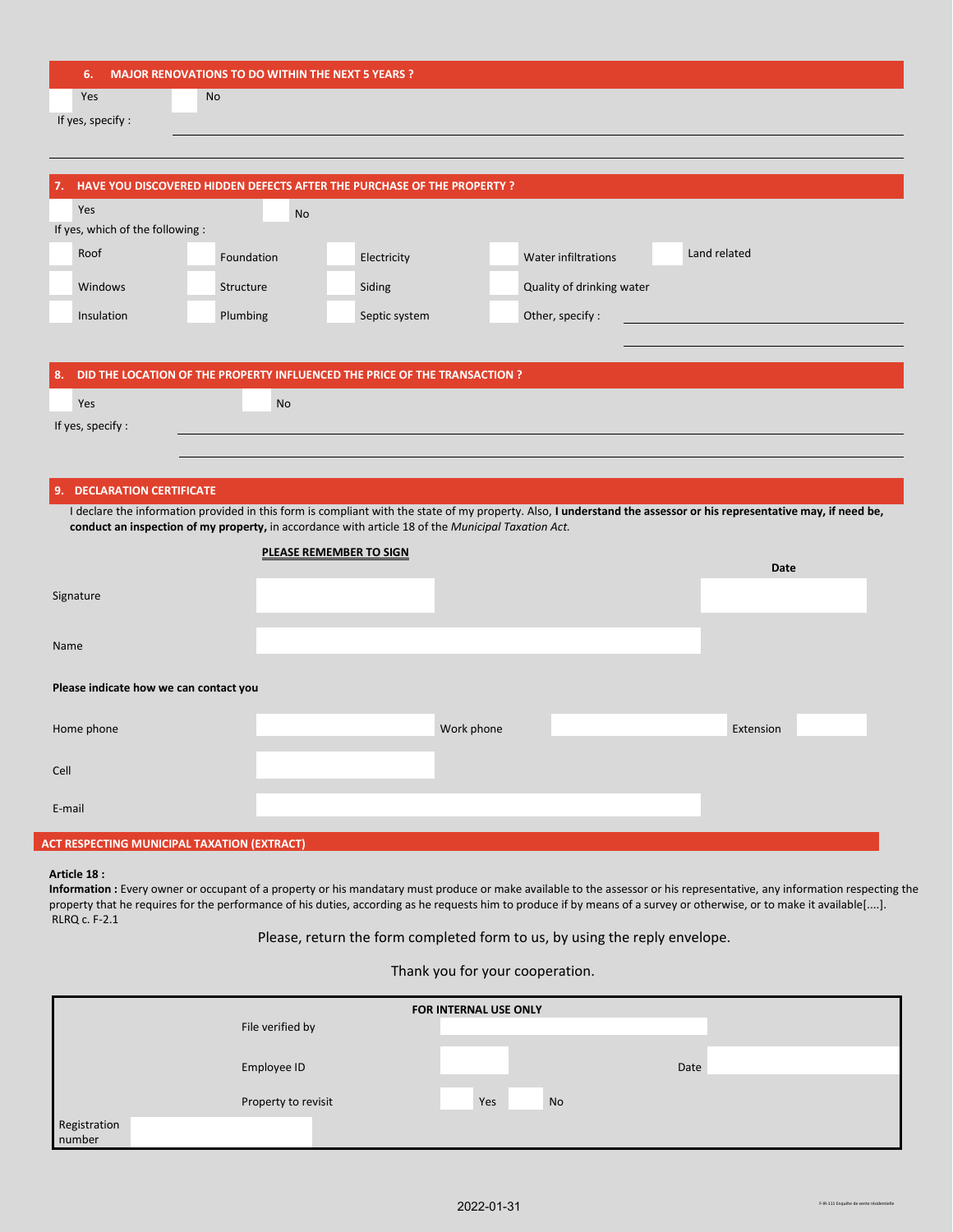## 6. MAJOR RENOVATIONS TO DO WITHIN THE NEXT 5 YEARS ?

Yes No

If yes, specify :

## 7. HAVE YOU DISCOVERED HIDDEN DEFECTS AFTER THE PURCHASE OF THE PROPERTY ?

Yes No

If yes, which of the following :

| | | | | |
|---|---|---|---|---|
| Roof | Foundation | Electricity | Water infiltrations | Land related |
| Windows | Structure | Siding | Quality of drinking water | |
| Insulation | Plumbing | Septic system | Other, specify : | |

## 8. DID THE LOCATION OF THE PROPERTY INFLUENCED THE PRICE OF THE TRANSACTION ?

Yes No

If yes, specify :

## 9. DECLARATION CERTIFICATE

I declare the information provided in this form is compliant with the state of my property. Also, **I understand the assessor or his representative may, if need be, conduct an inspection of my property,** in accordance with article 18 of the *Municipal Taxation Act.*

**PLEASE REMEMBER TO SIGN**

Signature **Date**

Name

**Please indicate how we can contact you**

Home phone Work phone Extension

Cell

E-mail

## ACT RESPECTING MUNICIPAL TAXATION (EXTRACT)

**Article 18 :**

**Information :** Every owner or occupant of a property or his mandatary must produce or make available to the assessor or his representative, any information respecting the property that he requires for the performance of his duties, according as he requests him to produce if by means of a survey or otherwise, or to make it available[....]. RLRQ c. F-2.1

Please, return the form completed form to us, by using the reply envelope.

Thank you for your cooperation.

**FOR INTERNAL USE ONLY**

File verified by

Employee ID Date

Property to revisit Yes No

Registration number

2022-01-31

F-IR-111 Enquête de vente résidentielle